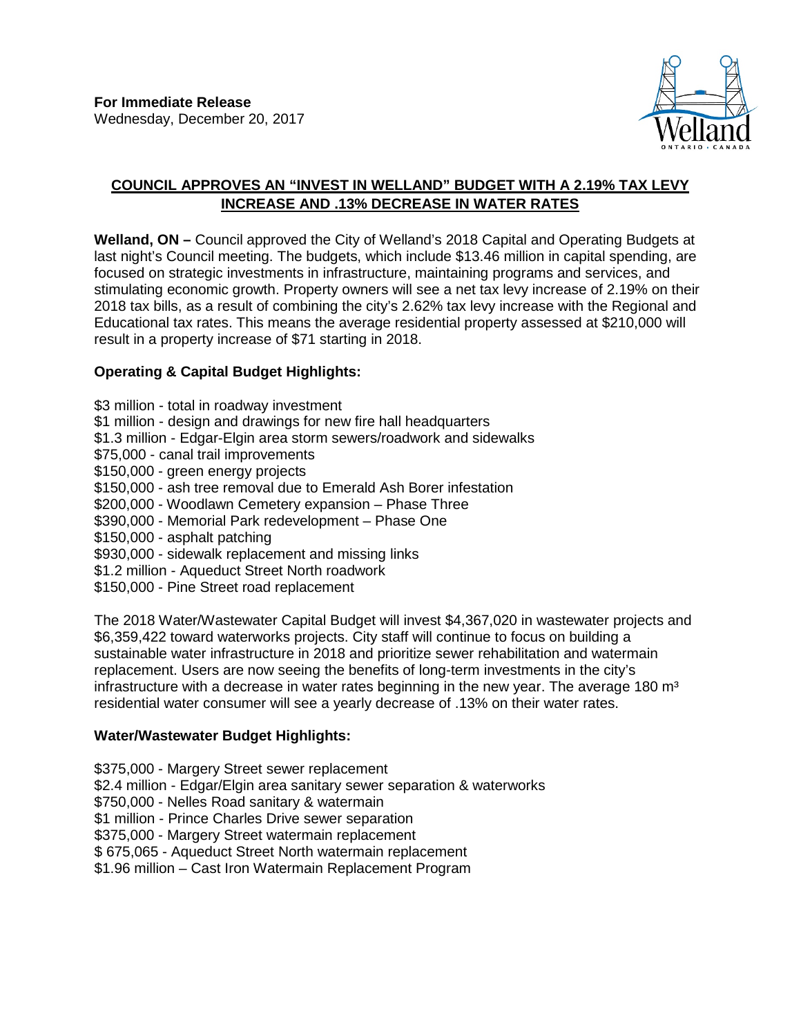**For Immediate Release**
Wednesday, December 20, 2017

## COUNCIL APPROVES AN "INVEST IN WELLAND" BUDGET WITH A 2.19% TAX LEVY INCREASE AND .13% DECREASE IN WATER RATES

**Welland, ON –** Council approved the City of Welland's 2018 Capital and Operating Budgets at last night's Council meeting. The budgets, which include $13.46 million in capital spending, are focused on strategic investments in infrastructure, maintaining programs and services, and stimulating economic growth. Property owners will see a net tax levy increase of 2.19% on their 2018 tax bills, as a result of combining the city's 2.62% tax levy increase with the Regional and Educational tax rates. This means the average residential property assessed at $210,000 will result in a property increase of $71 starting in 2018.

### Operating & Capital Budget Highlights:

$3 million - total in roadway investment
$1 million - design and drawings for new fire hall headquarters
$1.3 million - Edgar-Elgin area storm sewers/roadwork and sidewalks
$75,000 - canal trail improvements
$150,000 - green energy projects
$150,000 - ash tree removal due to Emerald Ash Borer infestation
$200,000 - Woodlawn Cemetery expansion – Phase Three
$390,000 - Memorial Park redevelopment – Phase One
$150,000 - asphalt patching
$930,000 - sidewalk replacement and missing links
$1.2 million - Aqueduct Street North roadwork
$150,000 - Pine Street road replacement

The 2018 Water/Wastewater Capital Budget will invest $4,367,020 in wastewater projects and $6,359,422 toward waterworks projects. City staff will continue to focus on building a sustainable water infrastructure in 2018 and prioritize sewer rehabilitation and watermain replacement. Users are now seeing the benefits of long-term investments in the city's infrastructure with a decrease in water rates beginning in the new year. The average 180 $m^3$ residential water consumer will see a yearly decrease of .13% on their water rates.

### Water/Wastewater Budget Highlights:

$375,000 - Margery Street sewer replacement
$2.4 million - Edgar/Elgin area sanitary sewer separation & waterworks
$750,000 - Nelles Road sanitary & watermain
$1 million - Prince Charles Drive sewer separation
$375,000 - Margery Street watermain replacement
$ 675,065 - Aqueduct Street North watermain replacement
$1.96 million – Cast Iron Watermain Replacement Program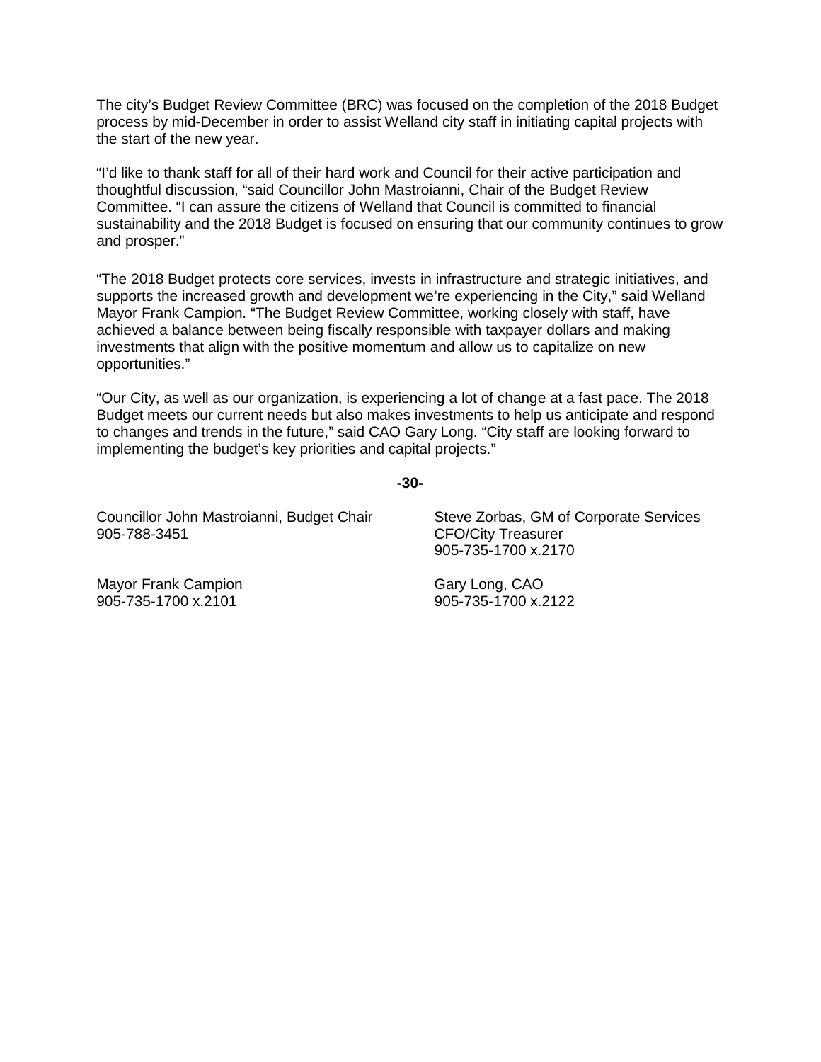The city's Budget Review Committee (BRC) was focused on the completion of the 2018 Budget process by mid-December in order to assist Welland city staff in initiating capital projects with the start of the new year.

"I'd like to thank staff for all of their hard work and Council for their active participation and thoughtful discussion, "said Councillor John Mastroianni, Chair of the Budget Review Committee. "I can assure the citizens of Welland that Council is committed to financial sustainability and the 2018 Budget is focused on ensuring that our community continues to grow and prosper."

"The 2018 Budget protects core services, invests in infrastructure and strategic initiatives, and supports the increased growth and development we're experiencing in the City," said Welland Mayor Frank Campion. "The Budget Review Committee, working closely with staff, have achieved a balance between being fiscally responsible with taxpayer dollars and making investments that align with the positive momentum and allow us to capitalize on new opportunities."

"Our City, as well as our organization, is experiencing a lot of change at a fast pace. The 2018 Budget meets our current needs but also makes investments to help us anticipate and respond to changes and trends in the future," said CAO Gary Long. "City staff are looking forward to implementing the budget's key priorities and capital projects."

**-30-**

Councillor John Mastroianni, Budget Chair
905-788-3451

Steve Zorbas, GM of Corporate Services
CFO/City Treasurer
905-735-1700 x.2170

Mayor Frank Campion
905-735-1700 x.2101

Gary Long, CAO
905-735-1700 x.2122